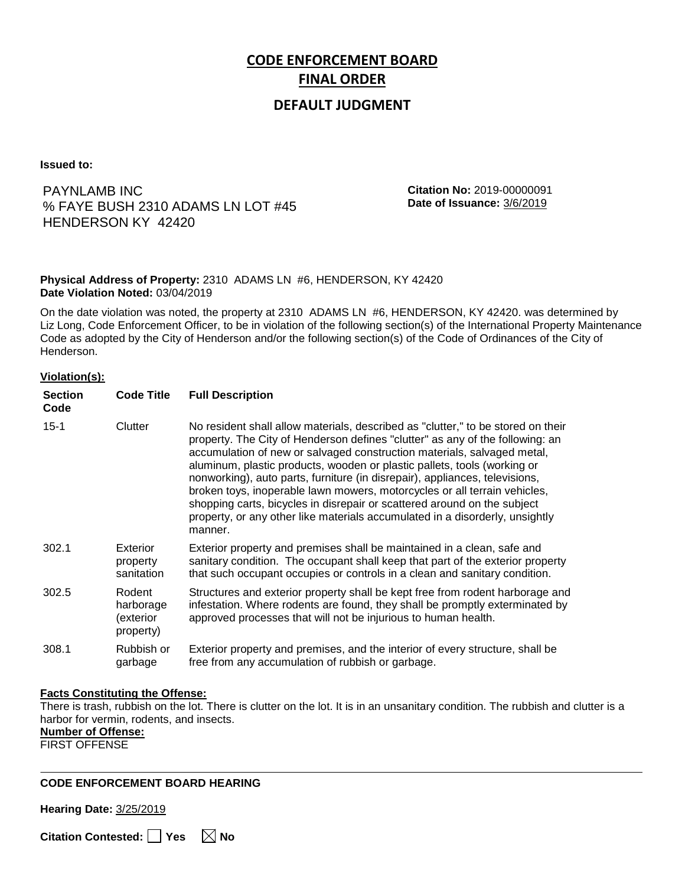# CODE ENFORCEMENT BOARD
# FINAL ORDER

## DEFAULT JUDGMENT

**Issued to:**

PAYNLAMB INC
% FAYE BUSH 2310 ADAMS LN LOT #45
HENDERSON KY 42420

**Citation No:** 2019-00000091
**Date of Issuance:** 3/6/2019

**Physical Address of Property:** 2310 ADAMS LN #6, HENDERSON, KY 42420
**Date Violation Noted:** 03/04/2019

On the date violation was noted, the property at 2310 ADAMS LN #6, HENDERSON, KY 42420. was determined by Liz Long, Code Enforcement Officer, to be in violation of the following section(s) of the International Property Maintenance Code as adopted by the City of Henderson and/or the following section(s) of the Code of Ordinances of the City of Henderson.

**Violation(s):**

| Section Code | Code Title | Full Description |
| --- | --- | --- |
| 15-1 | Clutter | No resident shall allow materials, described as "clutter," to be stored on their property. The City of Henderson defines "clutter" as any of the following: an accumulation of new or salvaged construction materials, salvaged metal, aluminum, plastic products, wooden or plastic pallets, tools (working or nonworking), auto parts, furniture (in disrepair), appliances, televisions, broken toys, inoperable lawn mowers, motorcycles or all terrain vehicles, shopping carts, bicycles in disrepair or scattered around on the subject property, or any other like materials accumulated in a disorderly, unsightly manner. |
| 302.1 | Exterior property sanitation | Exterior property and premises shall be maintained in a clean, safe and sanitary condition. The occupant shall keep that part of the exterior property that such occupant occupies or controls in a clean and sanitary condition. |
| 302.5 | Rodent harborage (exterior property) | Structures and exterior property shall be kept free from rodent harborage and infestation. Where rodents are found, they shall be promptly exterminated by approved processes that will not be injurious to human health. |
| 308.1 | Rubbish or garbage | Exterior property and premises, and the interior of every structure, shall be free from any accumulation of rubbish or garbage. |

**Facts Constituting the Offense:**
There is trash, rubbish on the lot. There is clutter on the lot. It is in an unsanitary condition. The rubbish and clutter is a harbor for vermin, rodents, and insects.

**Number of Offense:**
FIRST OFFENSE

---

**CODE ENFORCEMENT BOARD HEARING**

**Hearing Date:** 3/25/2019

**Citation Contested:** ☐ Yes ☒ No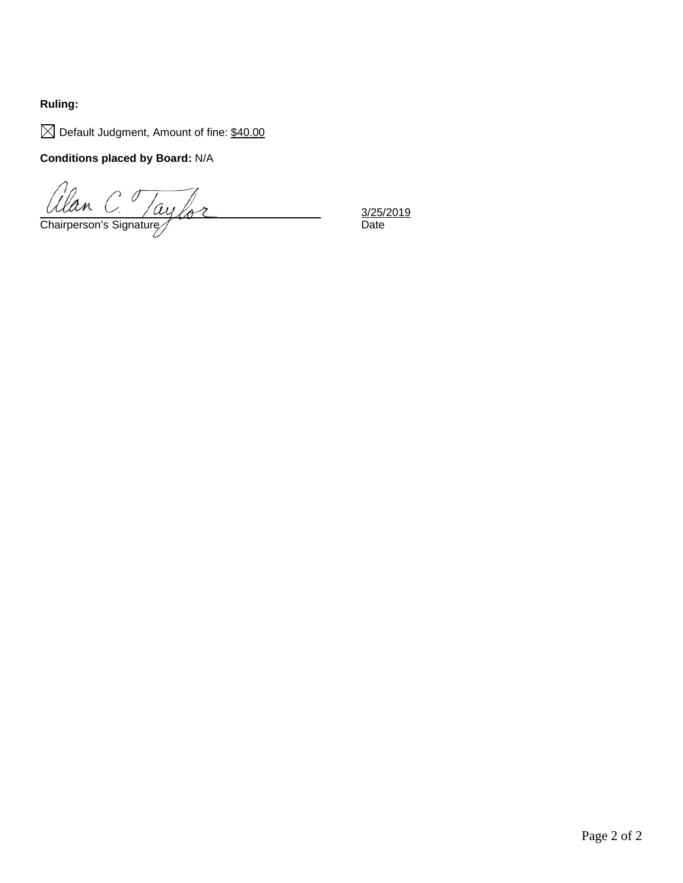**Ruling:**

☒ Default Judgment, Amount of fine: $40.00

**Conditions placed by Board:** N/A

Alan C. Taylor
Chairperson's Signature

3/25/2019
Date